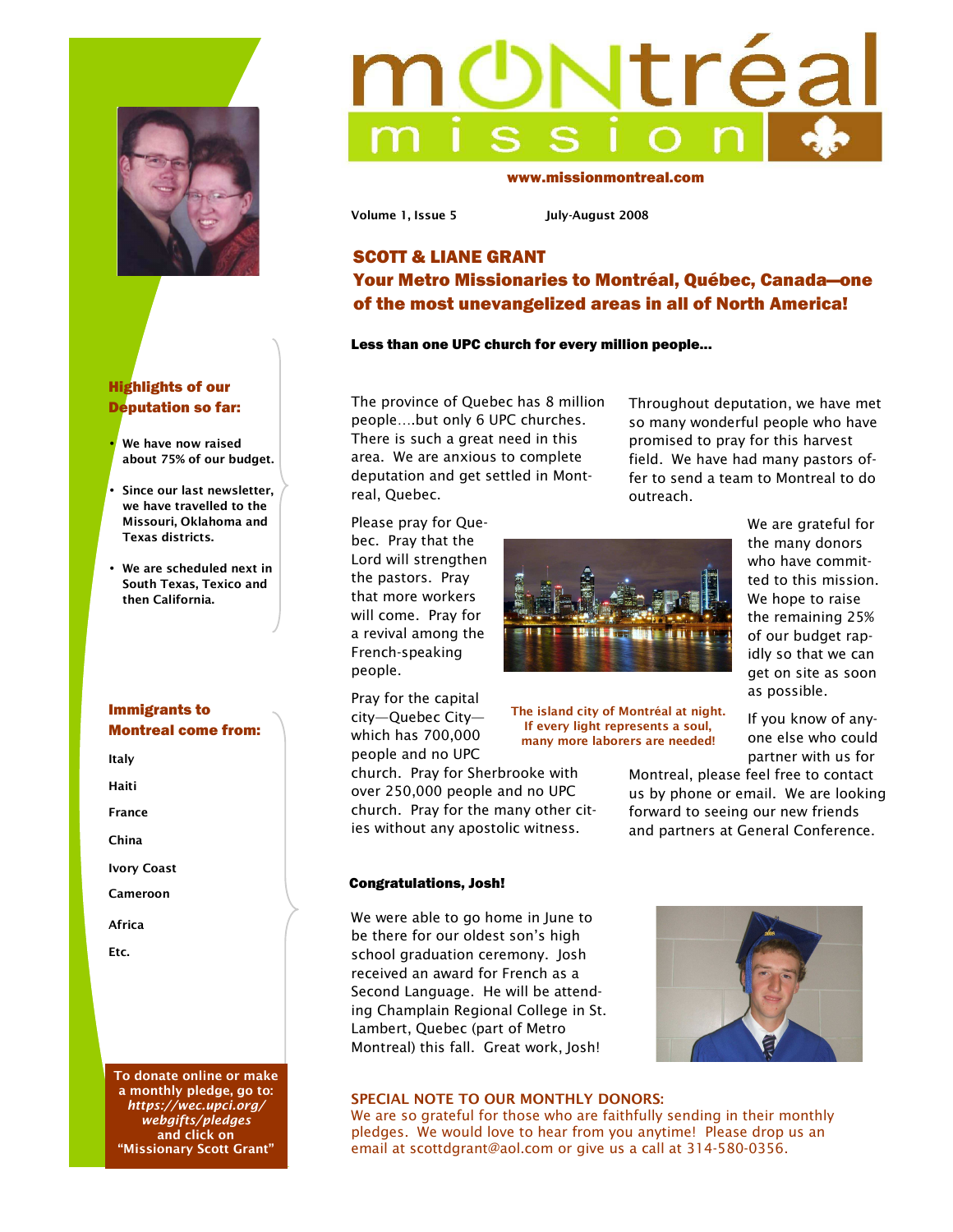# montréal mission

www.missionmontreal.com

Volume 1, Issue 5 July-August 2008

## SCOTT & LIANE GRANT

## Your Metro Missionaries to Montréal, Québec, Canada—one of the most unevangelized areas in all of North America!

**Less than one UPC church for every million people...**

The province of Quebec has 8 million people….but only 6 UPC churches. There is such a great need in this area. We are anxious to complete deputation and get settled in Montreal, Quebec.

Please pray for Quebec. Pray that the Lord will strengthen the pastors. Pray that more workers will come. Pray for a revival among the French-speaking people.

Pray for the capital city—Quebec City—which has 700,000 people and no UPC church. Pray for Sherbrooke with over 250,000 people and no UPC church. Pray for the many other cities without any apostolic witness.

Throughout deputation, we have met so many wonderful people who have promised to pray for this harvest field. We have had many pastors offer to send a team to Montreal to do outreach.

We are grateful for the many donors who have committed to this mission. We hope to raise the remaining 25% of our budget rapidly so that we can get on site as soon as possible.

If you know of anyone else who could partner with us for Montreal, please feel free to contact us by phone or email. We are looking forward to seeing our new friends and partners at General Conference.

**The island city of Montréal at night. If every light represents a soul, many more laborers are needed!**

### Congratulations, Josh!

We were able to go home in June to be there for our oldest son's high school graduation ceremony. Josh received an award for French as a Second Language. He will be attending Champlain Regional College in St. Lambert, Quebec (part of Metro Montreal) this fall. Great work, Josh!

### SPECIAL NOTE TO OUR MONTHLY DONORS:

We are so grateful for those who are faithfully sending in their monthly pledges. We would love to hear from you anytime! Please drop us an email at scottdgrant@aol.com or give us a call at 314-580-0356.

### Highlights of our Deputation so far:

- **We have now raised about 75% of our budget.**
- **Since our last newsletter, we have travelled to the Missouri, Oklahoma and Texas districts.**
- **We are scheduled next in South Texas, Texico and then California.**

### Immigrants to Montreal come from:

**Italy**

**Haiti**

**France**

**China**

**Ivory Coast**

**Cameroon**

**Africa**

**Etc.**

**To donate online or make a monthly pledge, go to: *https://wec.upci.org/webgifts/pledges* and click on "Missionary Scott Grant"**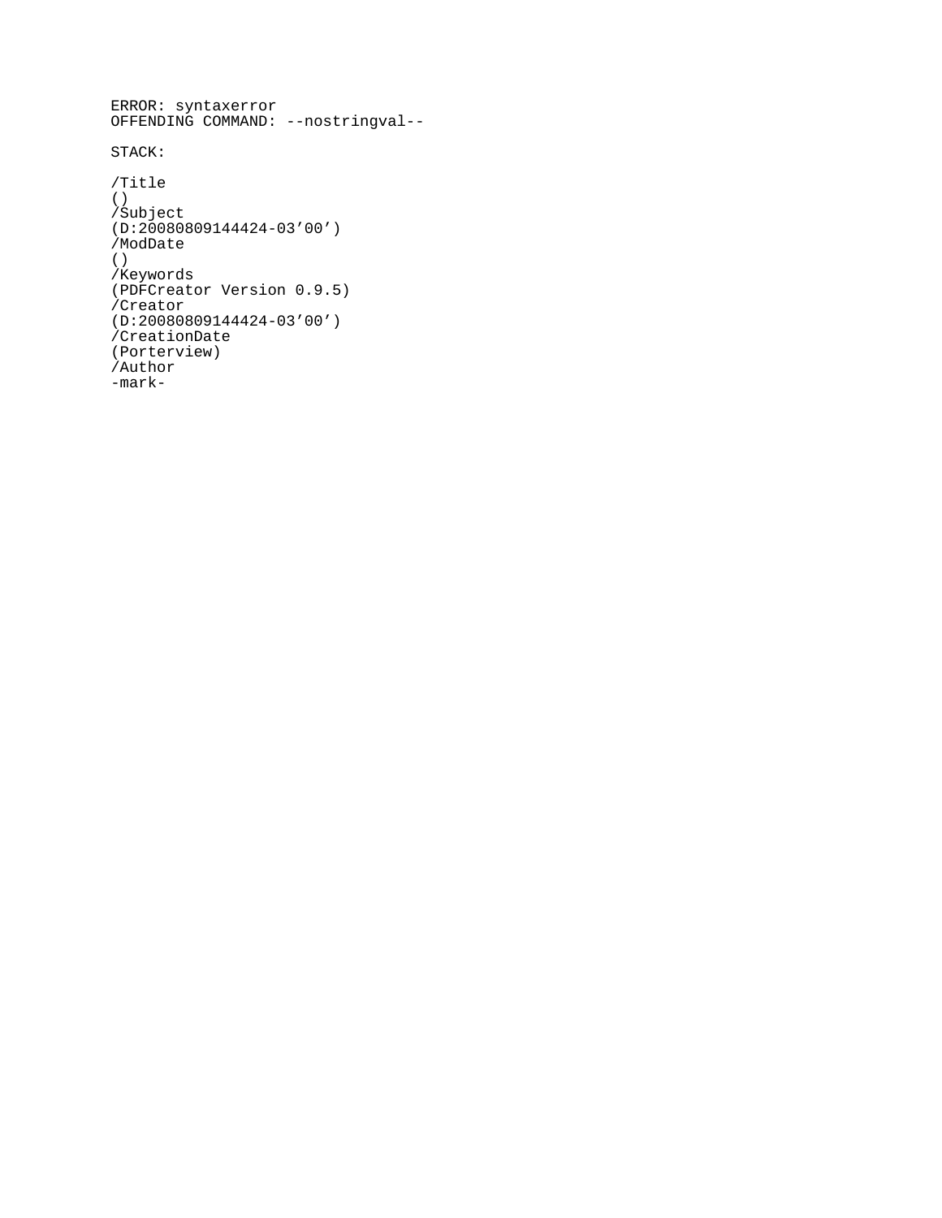```
ERROR: syntaxerror
OFFENDING COMMAND: --nostringval--

STACK:

/Title
()
/Subject
(D:20080809144424-03'00')
/ModDate
()
/Keywords
(PDFCreator Version 0.9.5)
/Creator
(D:20080809144424-03'00')
/CreationDate
(Porterview)
/Author
-mark-
```